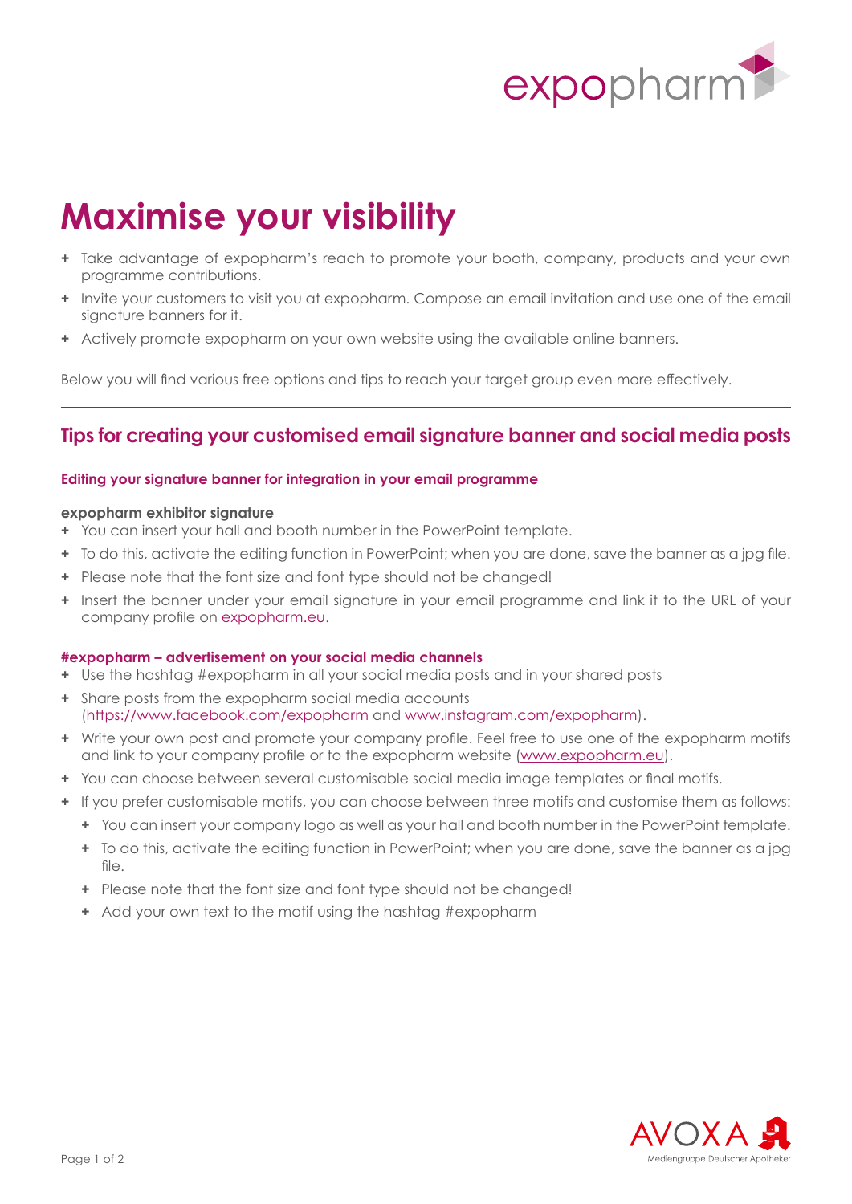# Maximise your visibility

- Take advantage of expopharm's reach to promote your booth, company, products and your own programme contributions.
- Invite your customers to visit you at expopharm. Compose an email invitation and use one of the email signature banners for it.
- Actively promote expopharm on your own website using the available online banners.

Below you will find various free options and tips to reach your target group even more effectively.

---

## Tips for creating your customised email signature banner and social media posts

### Editing your signature banner for integration in your email programme

**expopharm exhibitor signature**

- You can insert your hall and booth number in the PowerPoint template.
- To do this, activate the editing function in PowerPoint; when you are done, save the banner as a jpg file.
- Please note that the font size and font type should not be changed!
- Insert the banner under your email signature in your email programme and link it to the URL of your company profile on [expopharm.eu](expopharm.eu).

### #expopharm – advertisement on your social media channels

- Use the hashtag #expopharm in all your social media posts and in your shared posts
- Share posts from the expopharm social media accounts ([https://www.facebook.com/expopharm](https://www.facebook.com/expopharm) and [www.instagram.com/expopharm](www.instagram.com/expopharm)).
- Write your own post and promote your company profile. Feel free to use one of the expopharm motifs and link to your company profile or to the expopharm website ([www.expopharm.eu](www.expopharm.eu)).
- You can choose between several customisable social media image templates or final motifs.
- If you prefer customisable motifs, you can choose between three motifs and customise them as follows:
  - You can insert your company logo as well as your hall and booth number in the PowerPoint template.
  - To do this, activate the editing function in PowerPoint; when you are done, save the banner as a jpg file.
  - Please note that the font size and font type should not be changed!
  - Add your own text to the motif using the hashtag #expopharm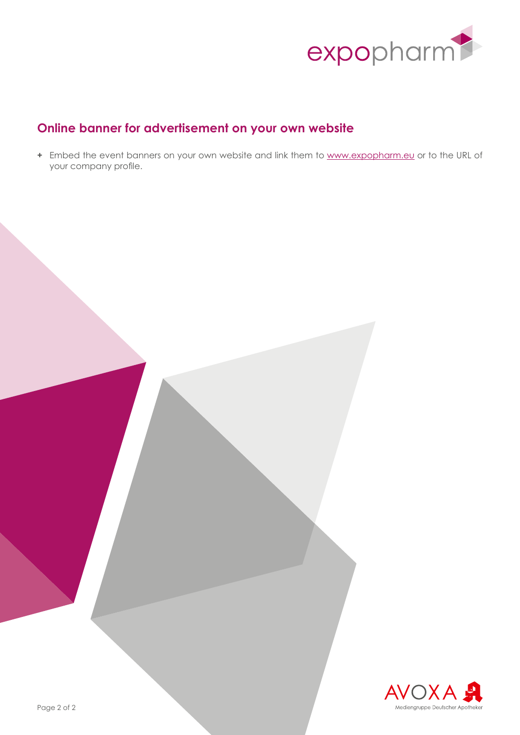## Online banner for advertisement on your own website

+ Embed the event banners on your own website and link them to www.expopharm.eu or to the URL of your company profile.